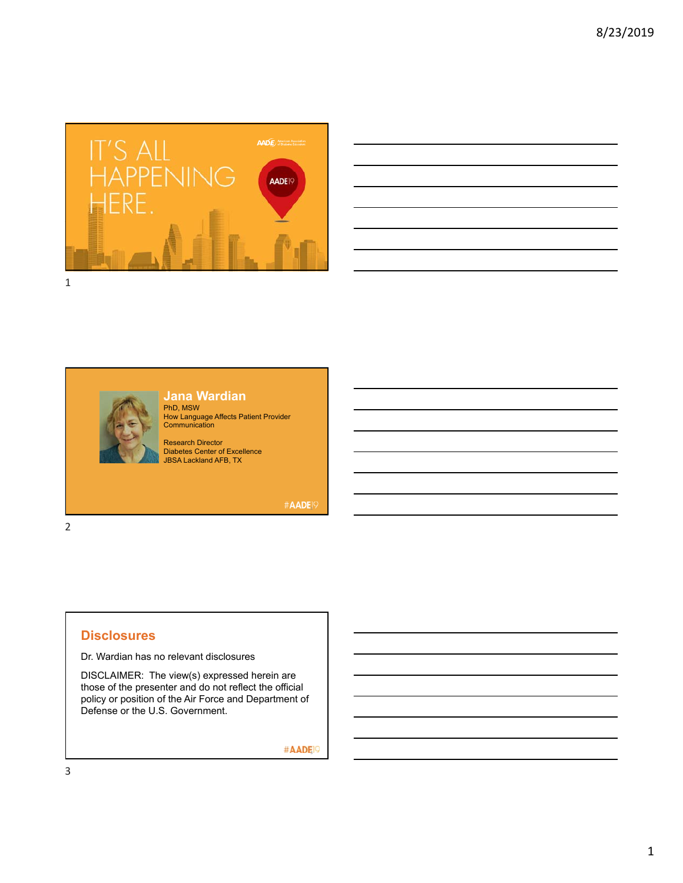IT'S ALL HAPPENING HERE.

AADE19

## Jana Wardian

PhD, MSW

How Language Affects Patient Provider Communication

Research Director

Diabetes Center of Excellence

JBSA Lackland AFB, TX

#AADE19

## Disclosures

Dr. Wardian has no relevant disclosures

DISCLAIMER: The view(s) expressed herein are those of the presenter and do not reflect the official policy or position of the Air Force and Department of Defense or the U.S. Government.

#AADE19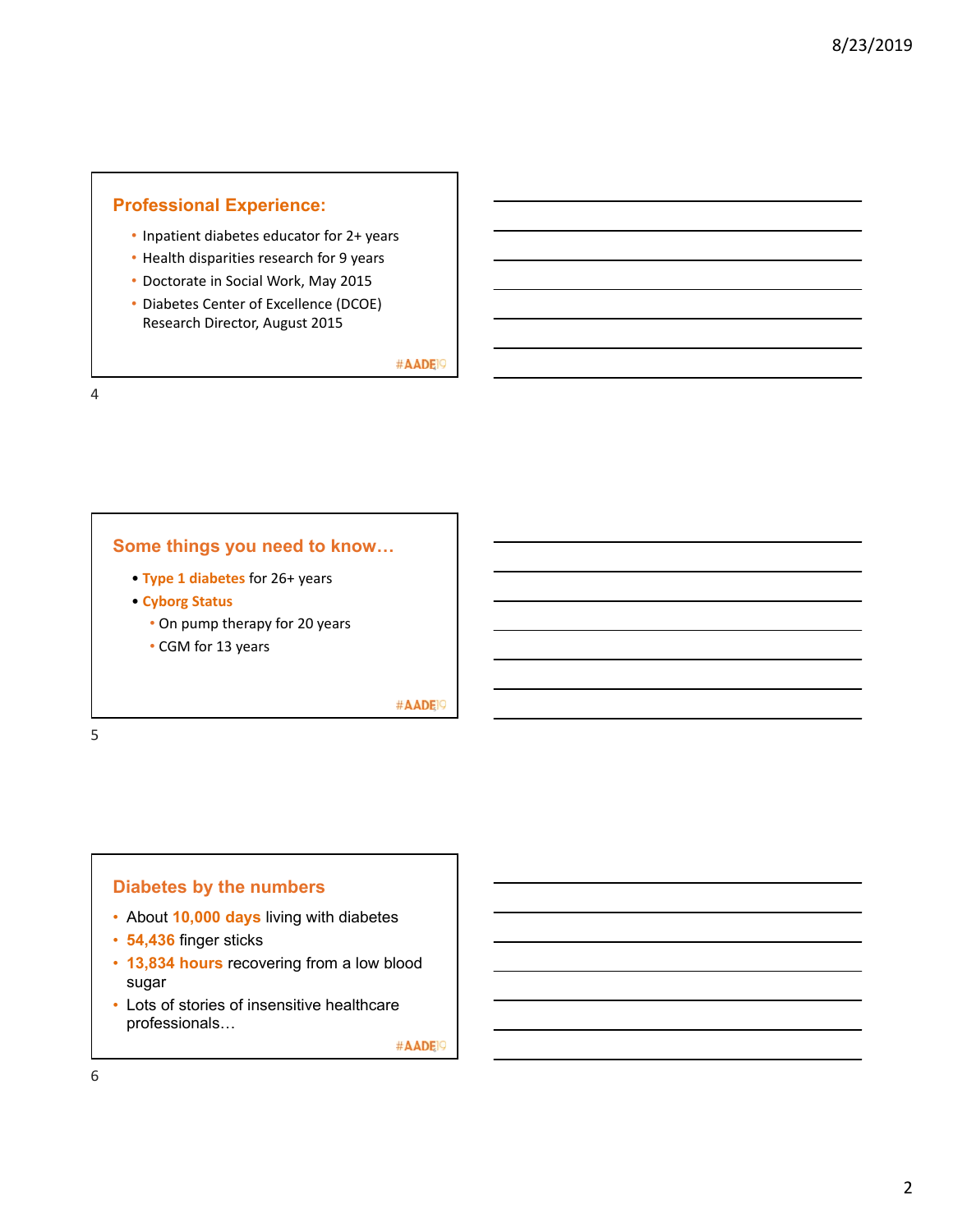## Professional Experience:

- Inpatient diabetes educator for 2+ years
- Health disparities research for 9 years
- Doctorate in Social Work, May 2015
- Diabetes Center of Excellence (DCOE) Research Director, August 2015

#AADE19

## Some things you need to know…

- **Type 1 diabetes** for 26+ years
- **Cyborg Status**
  - On pump therapy for 20 years
  - CGM for 13 years

#AADE19

## Diabetes by the numbers

- About **10,000 days** living with diabetes
- **54,436** finger sticks
- **13,834 hours** recovering from a low blood sugar
- Lots of stories of insensitive healthcare professionals…

#AADE19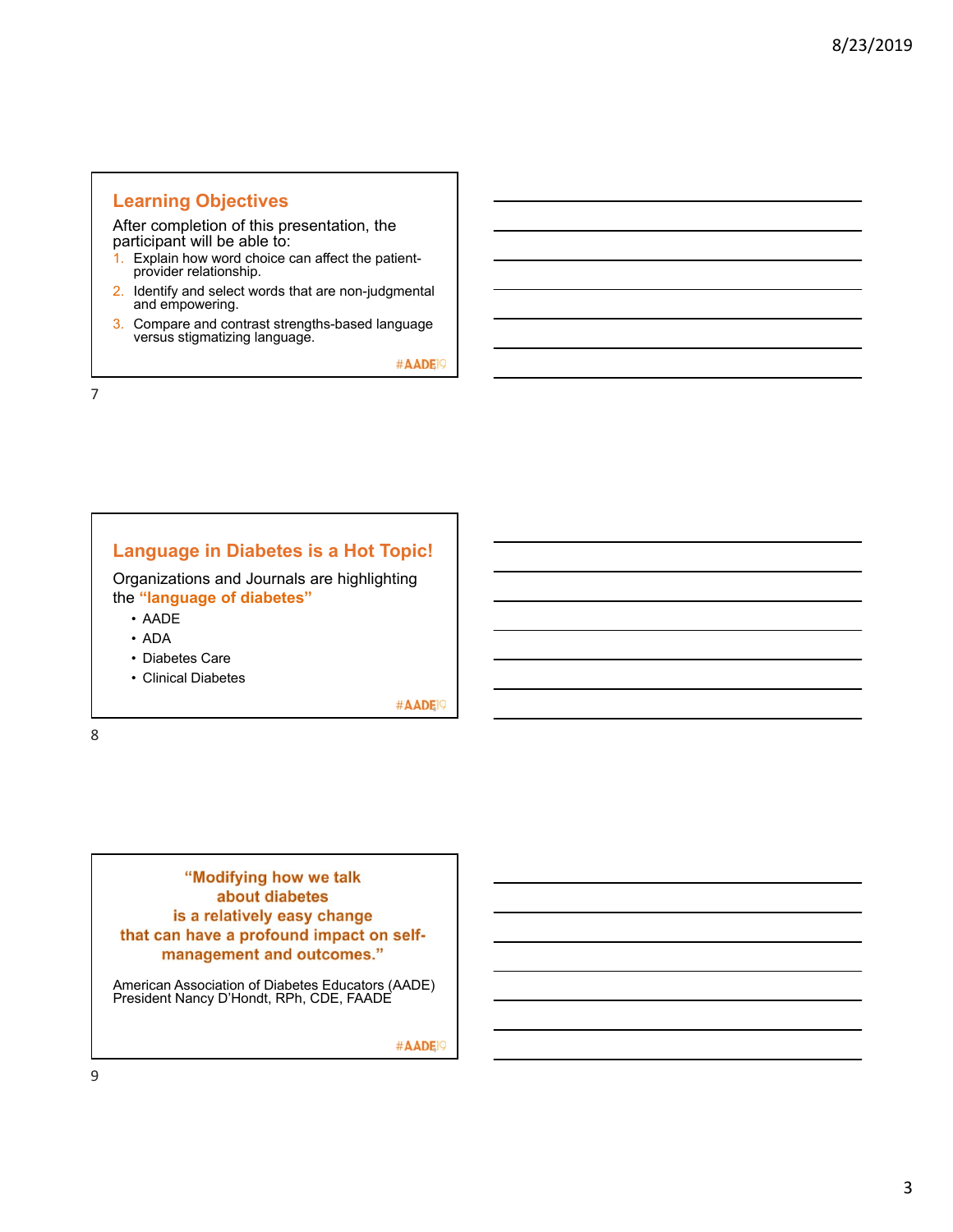## Learning Objectives

After completion of this presentation, the participant will be able to:

1. Explain how word choice can affect the patient-provider relationship.
2. Identify and select words that are non-judgmental and empowering.
3. Compare and contrast strengths-based language versus stigmatizing language.

#AADE19

## Language in Diabetes is a Hot Topic!

Organizations and Journals are highlighting the **"language of diabetes"**

- AADE
- ADA
- Diabetes Care
- Clinical Diabetes

#AADE19

**"Modifying how we talk about diabetes is a relatively easy change that can have a profound impact on self-management and outcomes."**

American Association of Diabetes Educators (AADE) President Nancy D'Hondt, RPh, CDE, FAADE

#AADE19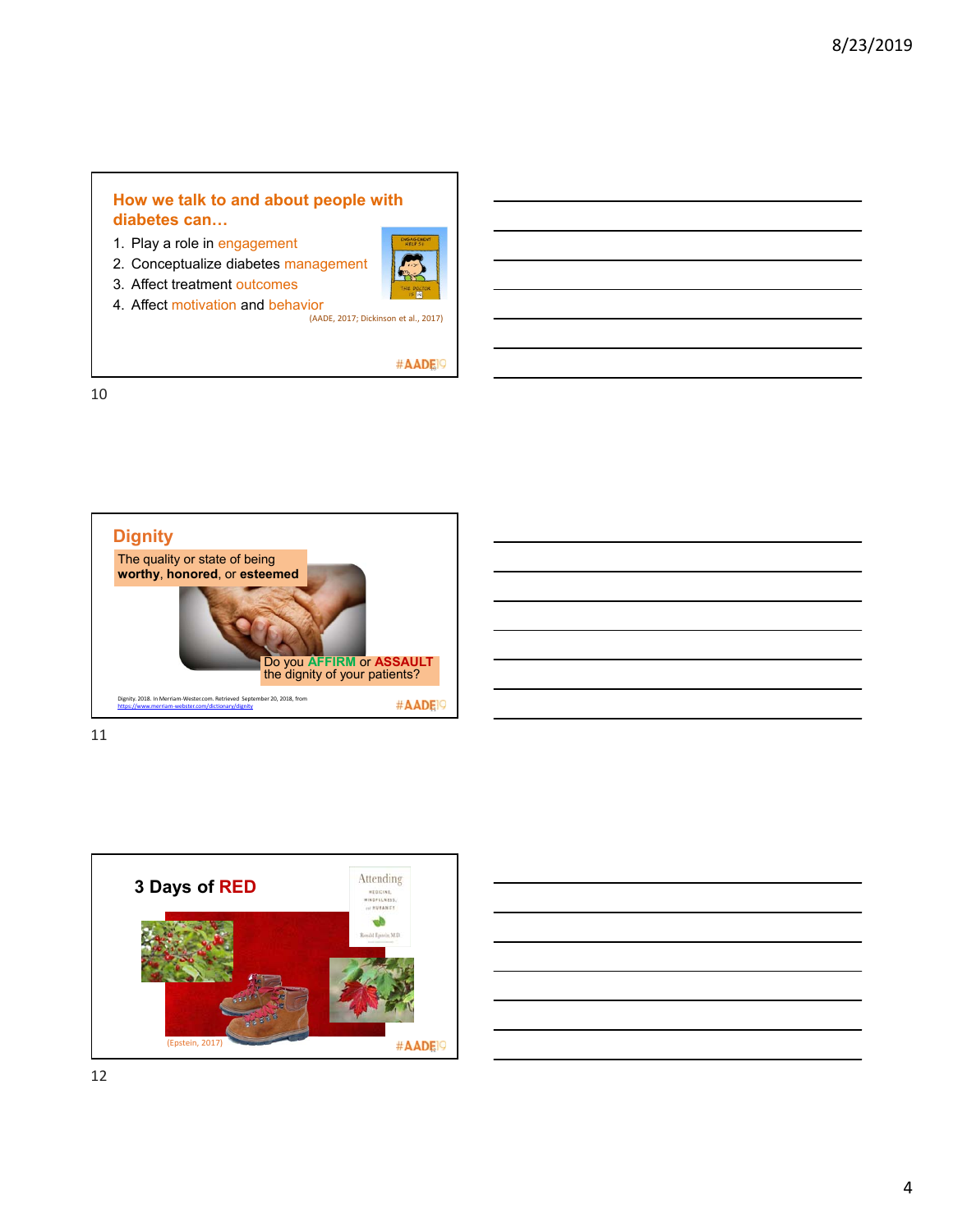## How we talk to and about people with diabetes can…

1. Play a role in engagement
2. Conceptualize diabetes management
3. Affect treatment outcomes
4. Affect motivation and behavior

(AADE, 2017; Dickinson et al., 2017)

#AADE19

## Dignity

The quality or state of being **worthy**, **honored**, or **esteemed**

Do you **AFFIRM** or **ASSAULT** the dignity of your patients?

Dignity. 2018. In Merriam-Wester.com. Retrieved September 20, 2018, from https://www.merriam-webster.com/dictionary/dignity

#AADE19

## 3 Days of RED

(Epstein, 2017)

#AADE19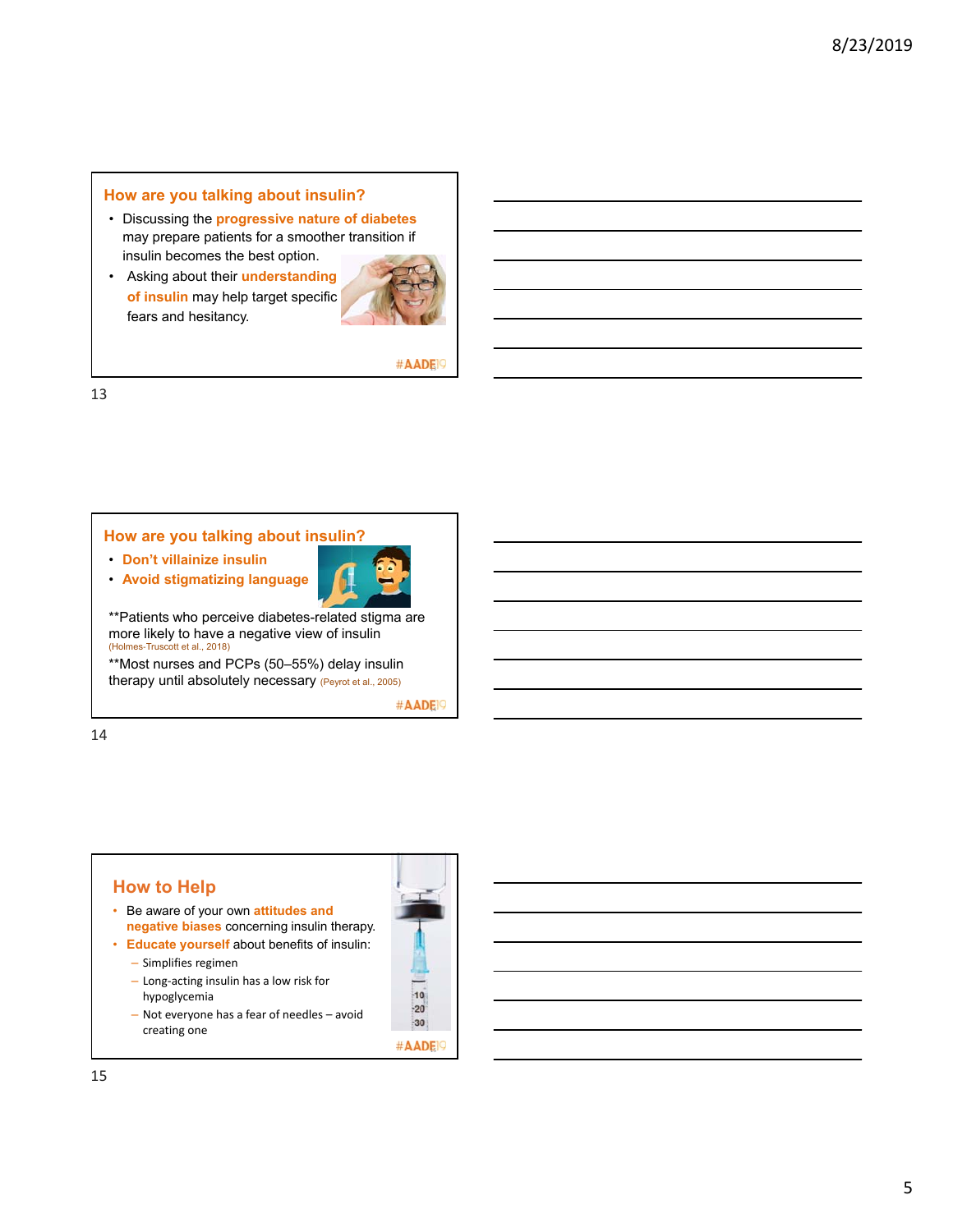## How are you talking about insulin?

- Discussing the **progressive nature of diabetes** may prepare patients for a smoother transition if insulin becomes the best option.
- Asking about their **understanding of insulin** may help target specific fears and hesitancy.

#AADE19

13

## How are you talking about insulin?

- **Don't villainize insulin**
- **Avoid stigmatizing language**

**Patients who perceive diabetes-related stigma are more likely to have a negative view of insulin (Holmes-Truscott et al., 2018)

**Most nurses and PCPs (50–55%) delay insulin therapy until absolutely necessary (Peyrot et al., 2005)

#AADE19

14

## How to Help

- Be aware of your own **attitudes and negative biases** concerning insulin therapy.
- **Educate yourself** about benefits of insulin:
  - Simplifies regimen
  - Long-acting insulin has a low risk for hypoglycemia
  - Not everyone has a fear of needles – avoid creating one

#AADE19

15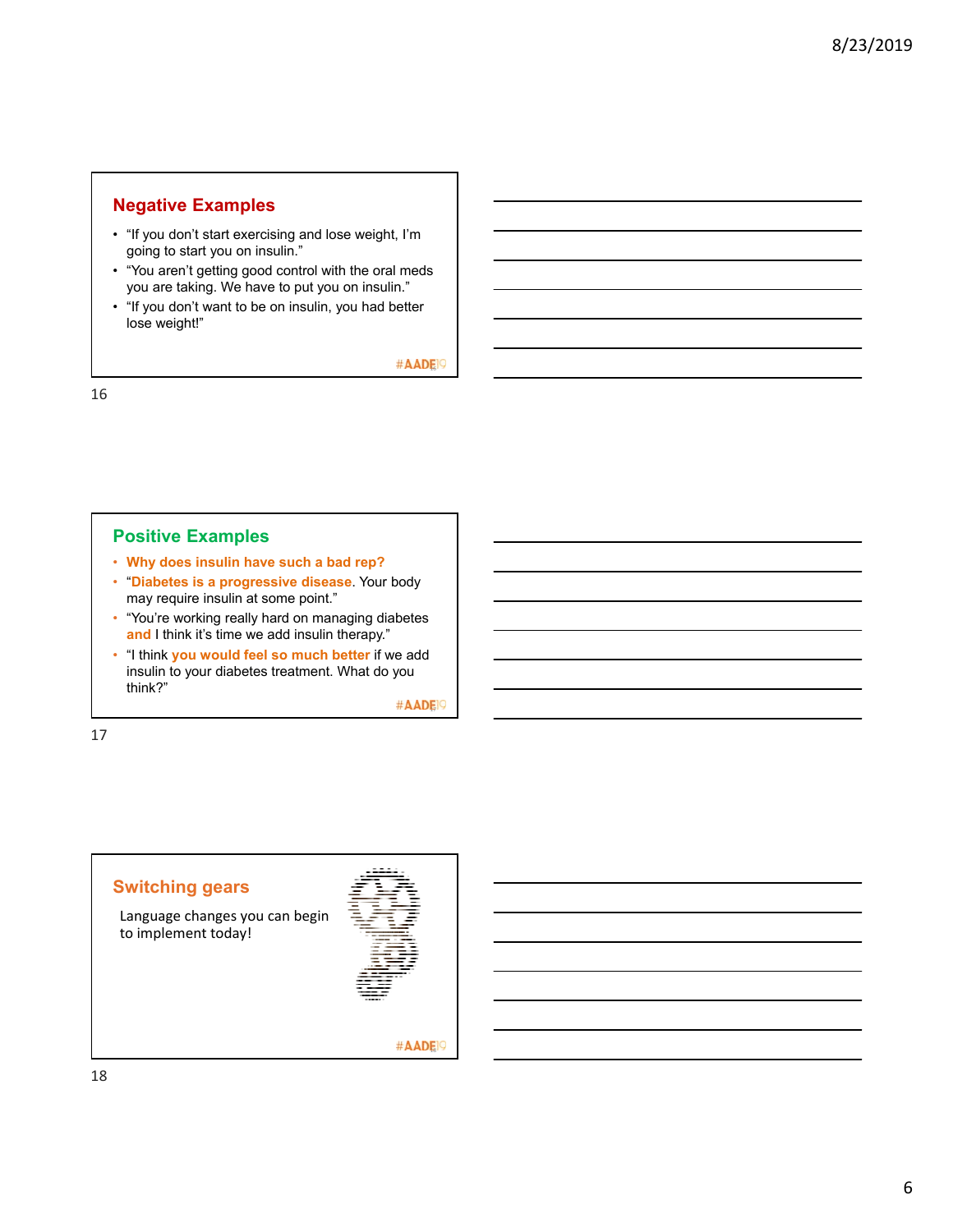## Negative Examples

- "If you don't start exercising and lose weight, I'm going to start you on insulin."
- "You aren't getting good control with the oral meds you are taking. We have to put you on insulin."
- "If you don't want to be on insulin, you had better lose weight!"

#AADE19

## Positive Examples

- **Why does insulin have such a bad rep?**
- "**Diabetes is a progressive disease**. Your body may require insulin at some point."
- "You're working really hard on managing diabetes **and** I think it's time we add insulin therapy."
- "I think **you would feel so much better** if we add insulin to your diabetes treatment. What do you think?"

#AADE19

## Switching gears

Language changes you can begin to implement today!

#AADE19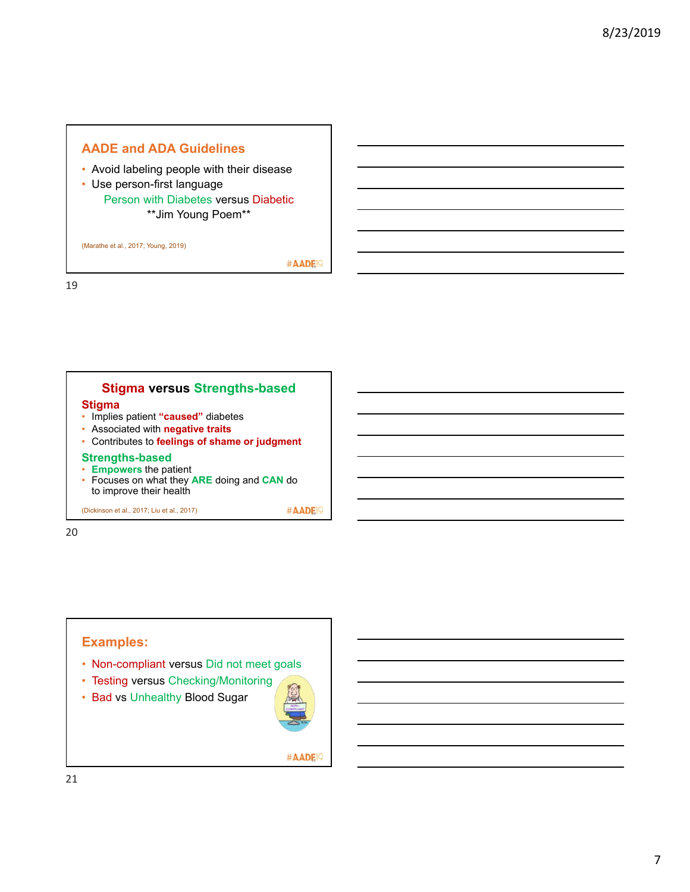## AADE and ADA Guidelines

- Avoid labeling people with their disease
- Use person-first language

  Person with Diabetes versus Diabetic

  **Jim Young Poem**

(Marathe et al., 2017; Young, 2019)

## Stigma versus Strengths-based

### Stigma

- Implies patient **"caused"** diabetes
- Associated with **negative traits**
- Contributes to **feelings of shame or judgment**

### Strengths-based

- **Empowers** the patient
- Focuses on what they **ARE** doing and **CAN** do to improve their health

(Dickinson et al., 2017; Liu et al., 2017)

## Examples:

- Non-compliant versus Did not meet goals
- Testing versus Checking/Monitoring
- Bad vs Unhealthy Blood Sugar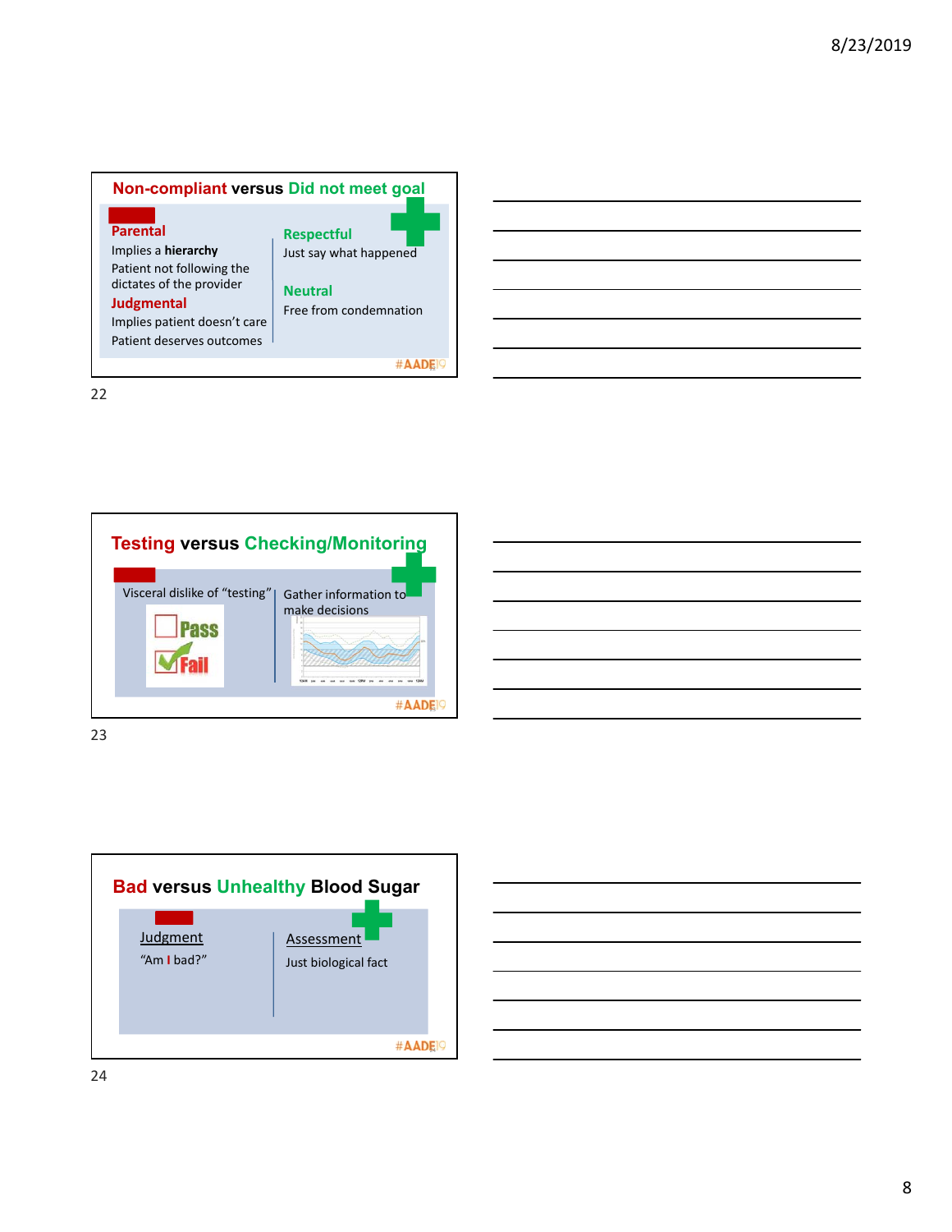## Non-compliant versus Did not meet goal

**Parental**
Implies a **hierarchy**
Patient not following the dictates of the provider

**Judgmental**
Implies patient doesn't care
Patient deserves outcomes

**Respectful**
Just say what happened

**Neutral**
Free from condemnation

#AADE19

22

## Testing versus Checking/Monitoring

Visceral dislike of "testing"

Pass
Fail

Gather information to make decisions

#AADE19

23

## Bad versus Unhealthy Blood Sugar

Judgment
"Am I bad?"

Assessment
Just biological fact

#AADE19

24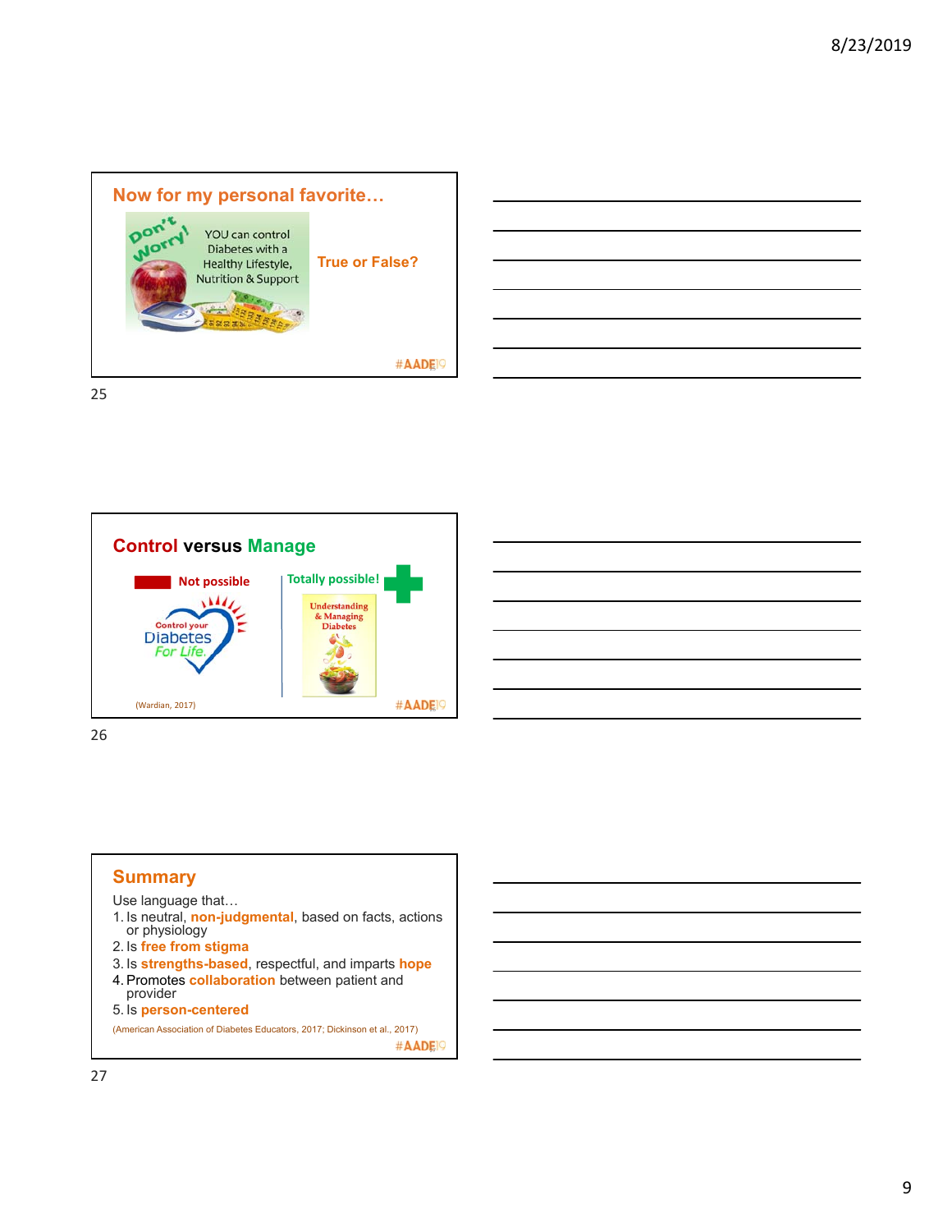## Now for my personal favorite…

Don't Worry! YOU can control Diabetes with a Healthy Lifestyle, Nutrition & Support

True or False?

#AADE19

## Control versus Manage

Not possible

Control your Diabetes For Life.

Totally possible!

Understanding & Managing Diabetes

(Wardian, 2017)

#AADE19

## Summary

Use language that…

1. Is neutral, **non-judgmental**, based on facts, actions or physiology
2. Is **free from stigma**
3. Is **strengths-based**, respectful, and imparts **hope**
4. Promotes **collaboration** between patient and provider
5. Is **person-centered**

(American Association of Diabetes Educators, 2017; Dickinson et al., 2017)

#AADE19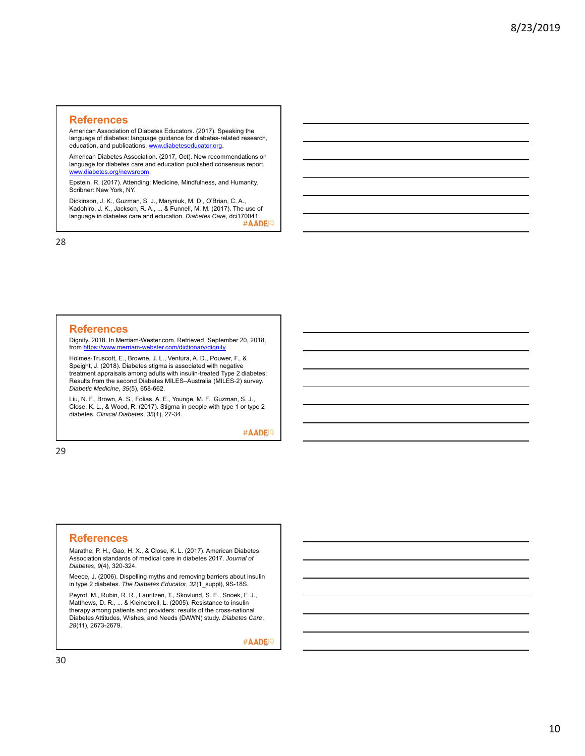## References

American Association of Diabetes Educators. (2017). Speaking the language of diabetes: language guidance for diabetes-related research, education, and publications. www.diabeteseducator.org.

American Diabetes Association. (2017, Oct). New recommendations on language for diabetes care and education published consensus report. www.diabetes.org/newsroom.

Epstein, R. (2017). Attending: Medicine, Mindfulness, and Humanity. Scribner: New York, NY.

Dickinson, J. K., Guzman, S. J., Maryniuk, M. D., O'Brian, C. A., Kadohiro, J. K., Jackson, R. A., ... & Funnell, M. M. (2017). The use of language in diabetes care and education. *Diabetes Care*, dci170041.

#AADE19

## References

Dignity. 2018. In Merriam-Wester.com. Retrieved September 20, 2018, from https://www.merriam-webster.com/dictionary/dignity

Holmes-Truscott, E., Browne, J. L., Ventura, A. D., Pouwer, F., & Speight, J. (2018). Diabetes stigma is associated with negative treatment appraisals among adults with insulin-treated Type 2 diabetes: Results from the second Diabetes MILES–Australia (MILES-2) survey. *Diabetic Medicine*, *35*(5), 658-662.

Liu, N. F., Brown, A. S., Folias, A. E., Younge, M. F., Guzman, S. J., Close, K. L., & Wood, R. (2017). Stigma in people with type 1 or type 2 diabetes. *Clinical Diabetes*, *35*(1), 27-34.

#AADE19

## References

Marathe, P. H., Gao, H. X., & Close, K. L. (2017). American Diabetes Association standards of medical care in diabetes 2017. *Journal of Diabetes*, *9*(4), 320-324.

Meece, J. (2006). Dispelling myths and removing barriers about insulin in type 2 diabetes. *The Diabetes Educator*, *32*(1_suppl), 9S-18S.

Peyrot, M., Rubin, R. R., Lauritzen, T., Skovlund, S. E., Snoek, F. J., Matthews, D. R., ... & Kleinebreil, L. (2005). Resistance to insulin therapy among patients and providers: results of the cross-national Diabetes Attitudes, Wishes, and Needs (DAWN) study. *Diabetes Care*, *28*(11), 2673-2679.

#AADE19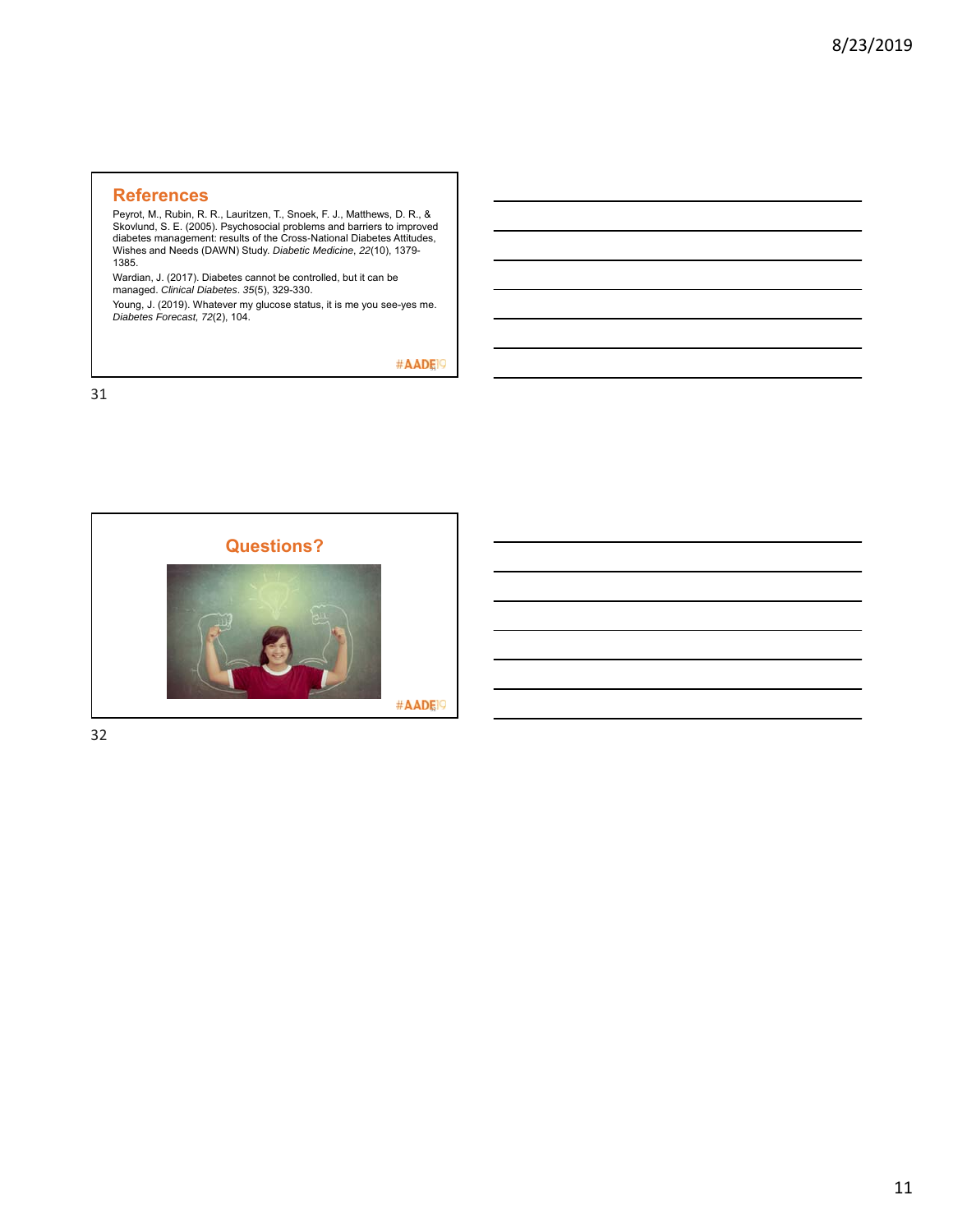## References

Peyrot, M., Rubin, R. R., Lauritzen, T., Snoek, F. J., Matthews, D. R., & Skovlund, S. E. (2005). Psychosocial problems and barriers to improved diabetes management: results of the Cross-National Diabetes Attitudes, Wishes and Needs (DAWN) Study. *Diabetic Medicine*, *22*(10), 1379-1385.

Wardian, J. (2017). Diabetes cannot be controlled, but it can be managed. *Clinical Diabetes*. *35*(5), 329-330.

Young, J. (2019). Whatever my glucose status, it is me you see-yes me. *Diabetes Forecast, 72*(2), 104.

#AADE19

## Questions?

#AADE19